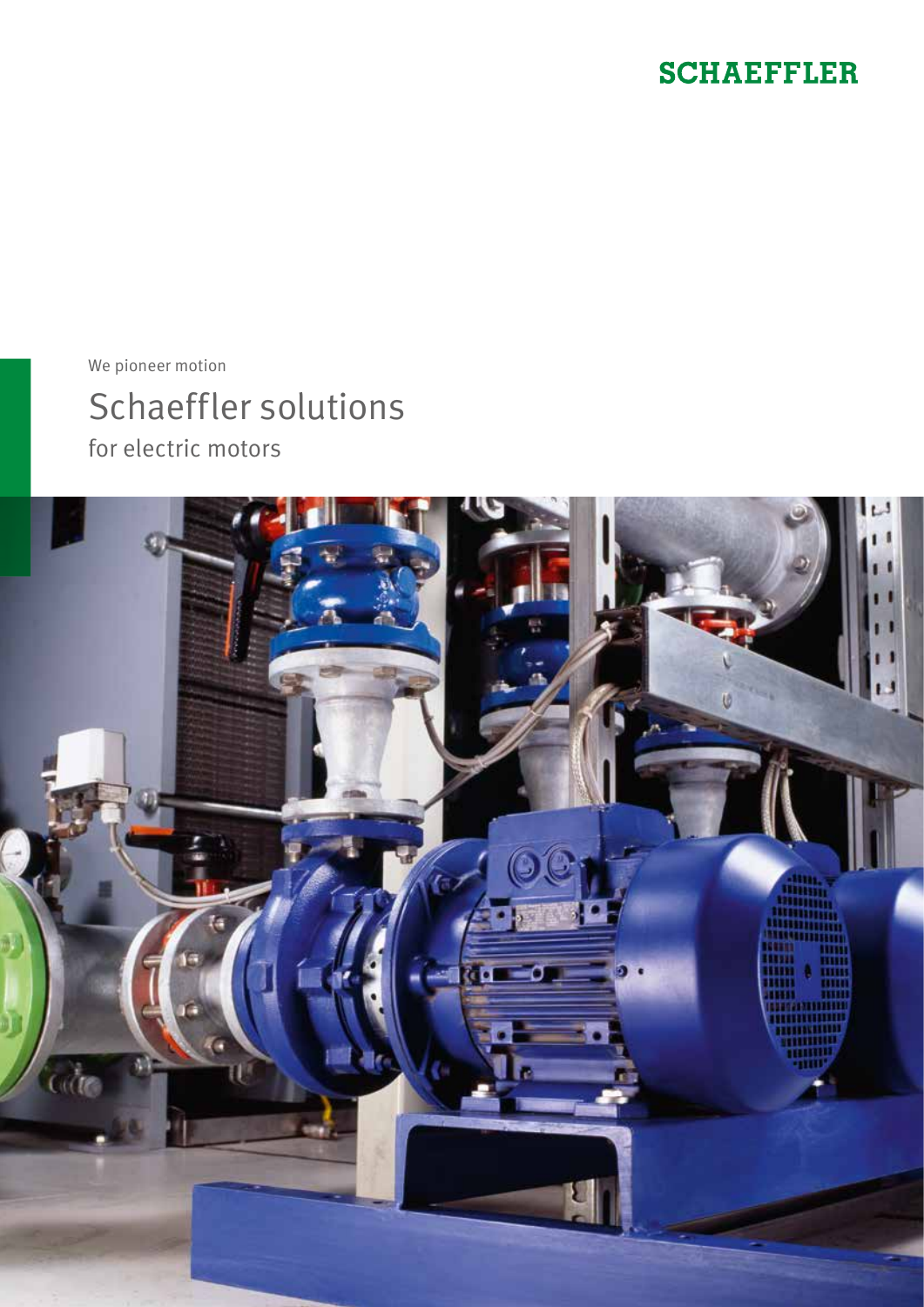SCHAEFFLER

We pioneer motion

# Schaeffler solutions

## for electric motors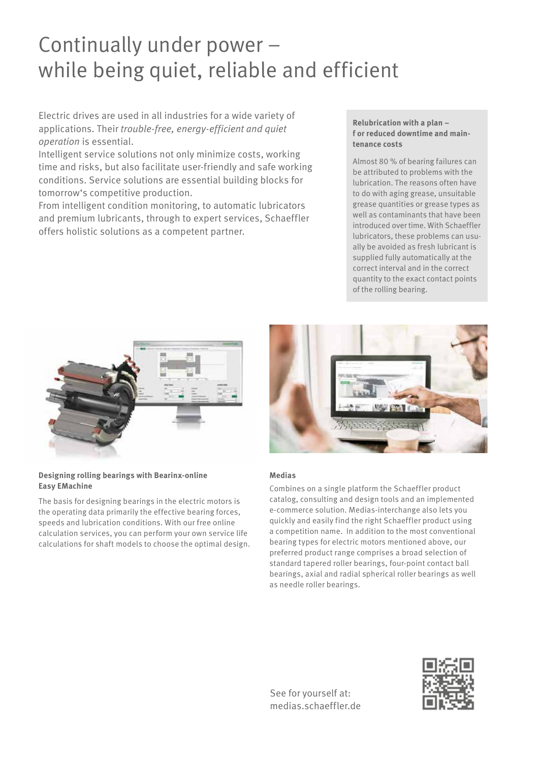# Continually under power – while being quiet, reliable and efficient

Electric drives are used in all industries for a wide variety of applications. Their *trouble-free, energy-efficient and quiet operation* is essential.
Intelligent service solutions not only minimize costs, working time and risks, but also facilitate user-friendly and safe working conditions. Service solutions are essential building blocks for tomorrow's competitive production.
From intelligent condition monitoring, to automatic lubricators and premium lubricants, through to expert services, Schaeffler offers holistic solutions as a competent partner.

**Relubrication with a plan – f or reduced downtime and maintenance costs**

Almost 80 % of bearing failures can be attributed to problems with the lubrication. The reasons often have to do with aging grease, unsuitable grease quantities or grease types as well as contaminants that have been introduced over time. With Schaeffler lubricators, these problems can usually be avoided as fresh lubricant is supplied fully automatically at the correct interval and in the correct quantity to the exact contact points of the rolling bearing.

**Designing rolling bearings with Bearinx-online Easy EMachine**

The basis for designing bearings in the electric motors is the operating data primarily the effective bearing forces, speeds and lubrication conditions. With our free online calculation services, you can perform your own service life calculations for shaft models to choose the optimal design.

**Medias**

Combines on a single platform the Schaeffler product catalog, consulting and design tools and an implemented e-commerce solution. Medias-interchange also lets you quickly and easily find the right Schaeffler product using a competition name. In addition to the most conventional bearing types for electric motors mentioned above, our preferred product range comprises a broad selection of standard tapered roller bearings, four-point contact ball bearings, axial and radial spherical roller bearings as well as needle roller bearings.

See for yourself at:
medias.schaeffler.de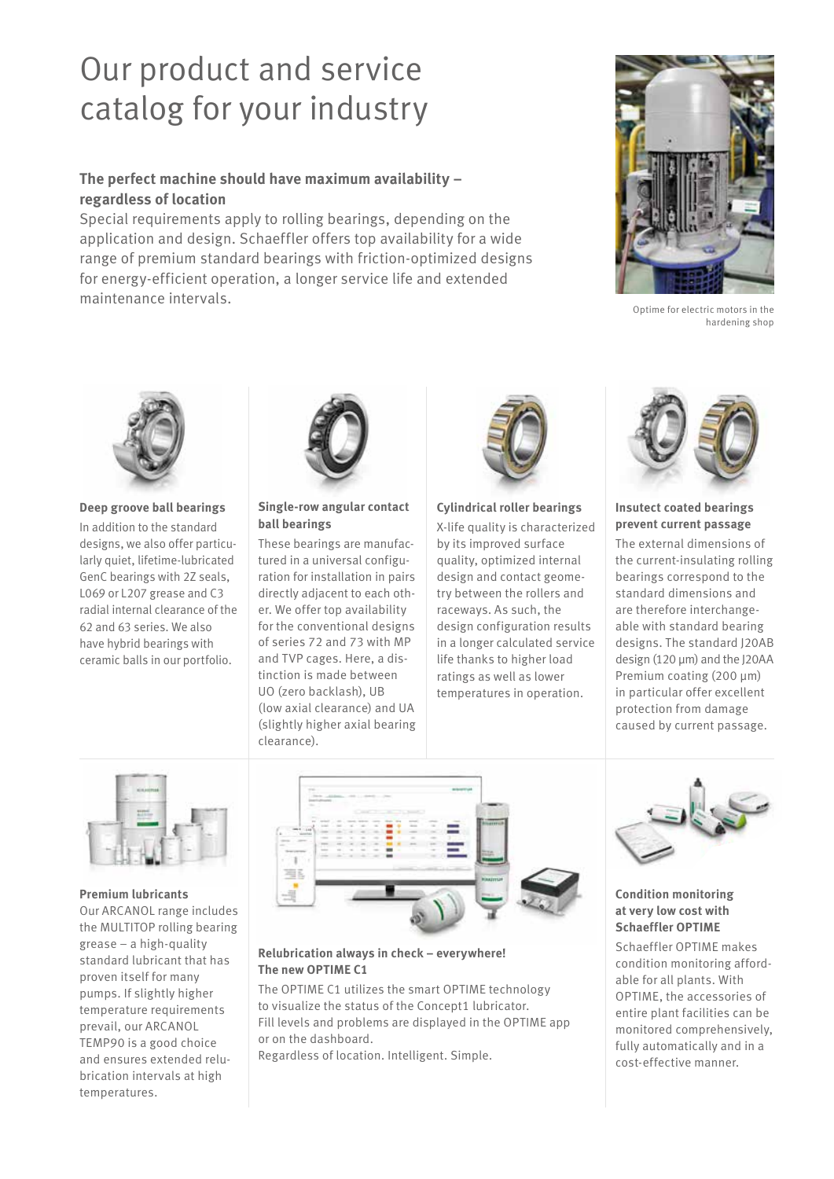# Our product and service catalog for your industry

**The perfect machine should have maximum availability – regardless of location**

Special requirements apply to rolling bearings, depending on the application and design. Schaeffler offers top availability for a wide range of premium standard bearings with friction-optimized designs for energy-efficient operation, a longer service life and extended maintenance intervals.

Optime for electric motors in the hardening shop

**Deep groove ball bearings**

In addition to the standard designs, we also offer particularly quiet, lifetime-lubricated GenC bearings with 2Z seals, L069 or L207 grease and C3 radial internal clearance of the 62 and 63 series. We also have hybrid bearings with ceramic balls in our portfolio.

**Single-row angular contact ball bearings**

These bearings are manufactured in a universal configuration for installation in pairs directly adjacent to each other. We offer top availability for the conventional designs of series 72 and 73 with MP and TVP cages. Here, a distinction is made between UO (zero backlash), UB (low axial clearance) and UA (slightly higher axial bearing clearance).

**Cylindrical roller bearings**

X-life quality is characterized by its improved surface quality, optimized internal design and contact geometry between the rollers and raceways. As such, the design configuration results in a longer calculated service life thanks to higher load ratings as well as lower temperatures in operation.

**Insutect coated bearings prevent current passage**

The external dimensions of the current-insulating rolling bearings correspond to the standard dimensions and are therefore interchangeable with standard bearing designs. The standard J20AB design (120 µm) and the J20AA Premium coating (200 µm) in particular offer excellent protection from damage caused by current passage.

**Premium lubricants**

Our ARCANOL range includes the MULTITOP rolling bearing grease – a high-quality standard lubricant that has proven itself for many pumps. If slightly higher temperature requirements prevail, our ARCANOL TEMP90 is a good choice and ensures extended relubrication intervals at high temperatures.

**Relubrication always in check – everywhere! The new OPTIME C1**

The OPTIME C1 utilizes the smart OPTIME technology to visualize the status of the Concept1 lubricator. Fill levels and problems are displayed in the OPTIME app or on the dashboard.
Regardless of location. Intelligent. Simple.

**Condition monitoring at very low cost with Schaeffler OPTIME**

Schaeffler OPTIME makes condition monitoring affordable for all plants. With OPTIME, the accessories of entire plant facilities can be monitored comprehensively, fully automatically and in a cost-effective manner.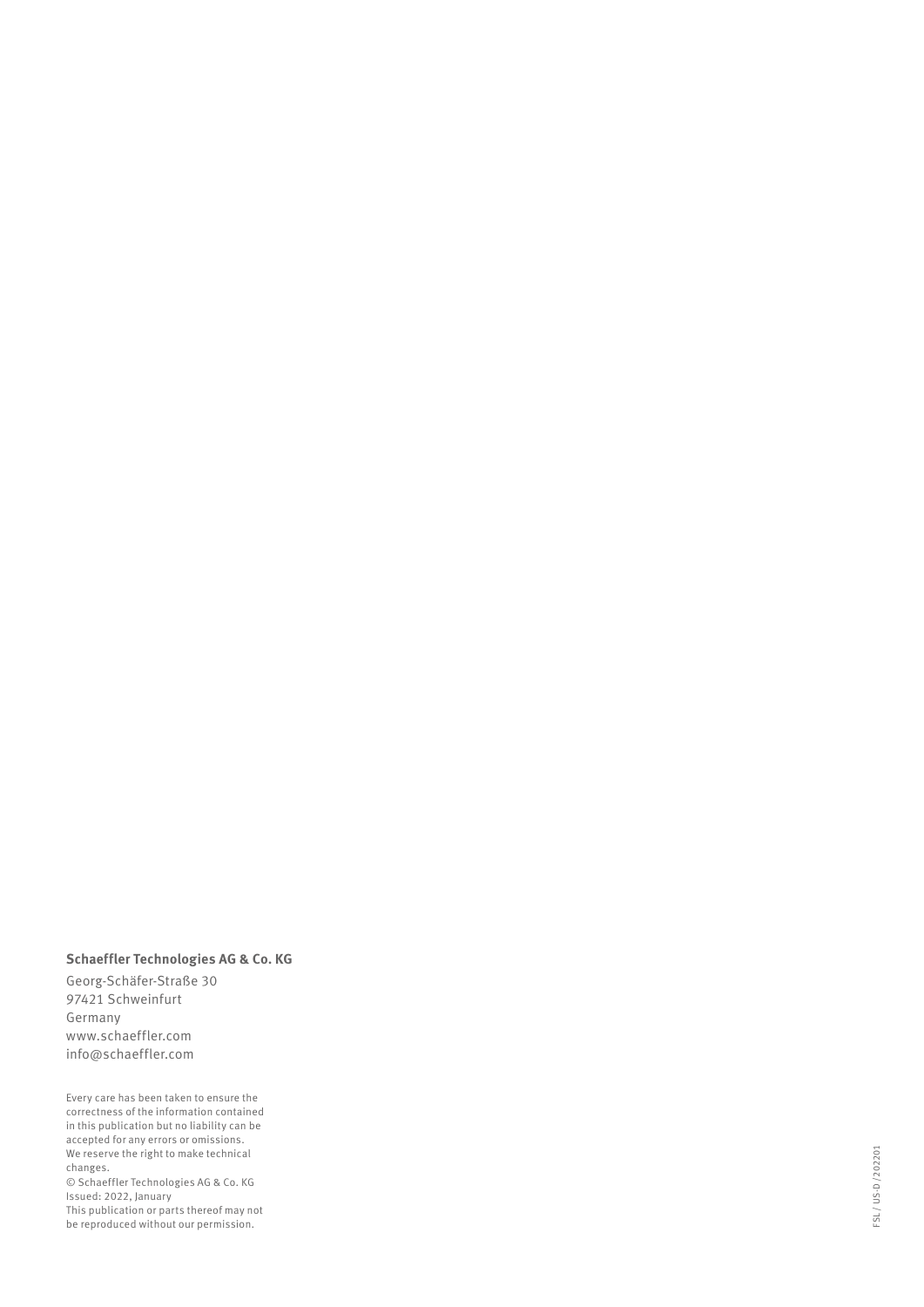**Schaeffler Technologies AG & Co. KG**

Georg-Schäfer-Straße 30
97421 Schweinfurt
Germany
www.schaeffler.com
info@schaeffler.com

Every care has been taken to ensure the correctness of the information contained in this publication but no liability can be accepted for any errors or omissions.
We reserve the right to make technical changes.
© Schaeffler Technologies AG & Co. KG
Issued: 2022, January
This publication or parts thereof may not be reproduced without our permission.

FSL / US-D / 202201